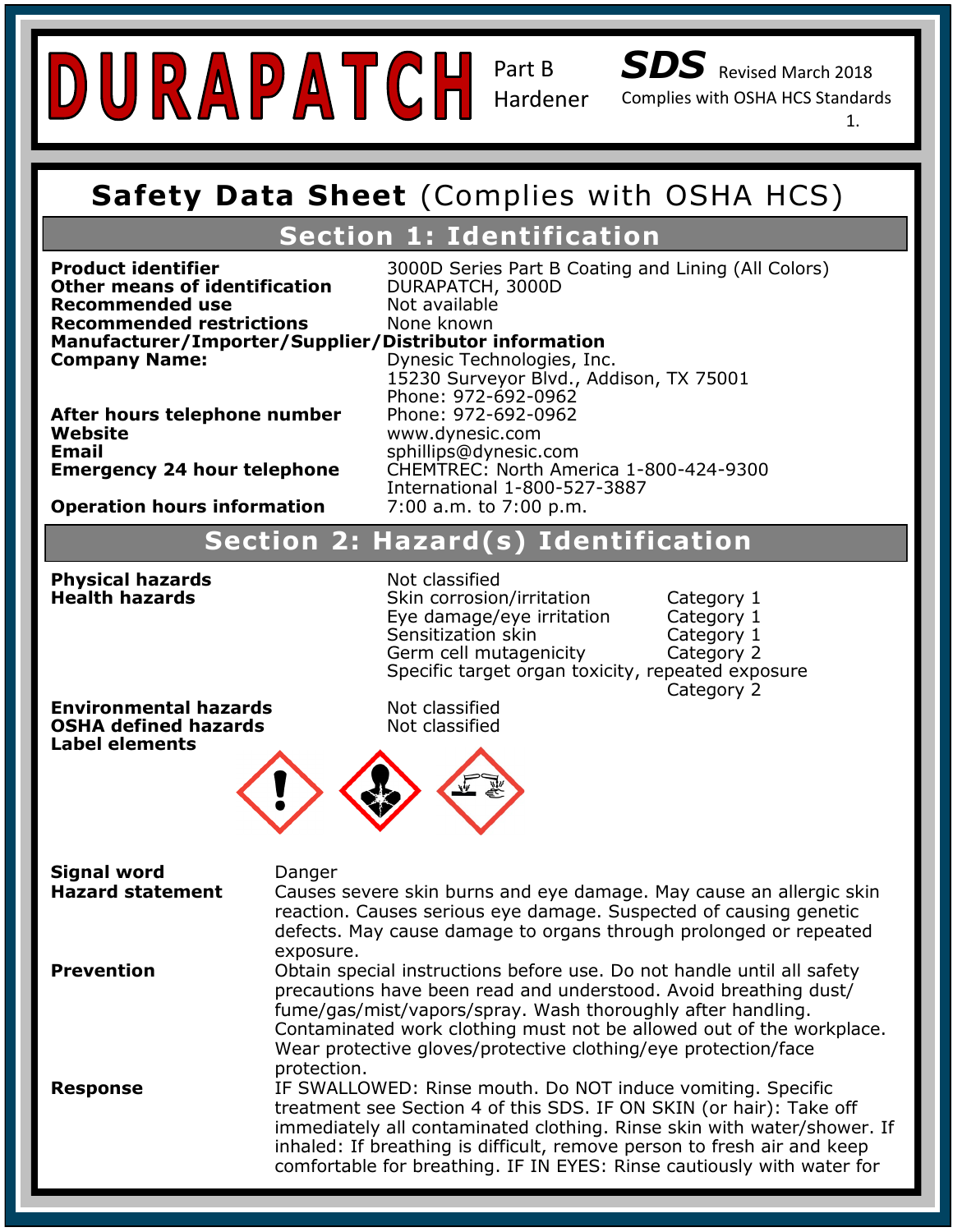# DURAPATCH Part B Hardener

**SDS** Revised March 2018
Complies with OSHA HCS Standards

## Safety Data Sheet (Complies with OSHA HCS)

### Section 1: Identification

| | |
|---|---|
| **Product identifier** | 3000D Series Part B Coating and Lining (All Colors) |
| **Other means of identification** | DURAPATCH, 3000D |
| **Recommended use** | Not available |
| **Recommended restrictions** | None known |

**Manufacturer/Importer/Supplier/Distributor information**

| | |
|---|---|
| **Company Name:** | Dynesic Technologies, Inc.<br>15230 Surveyor Blvd., Addison, TX 75001<br>Phone: 972-692-0962 |
| **After hours telephone number** | Phone: 972-692-0962 |
| **Website** | www.dynesic.com |
| **Email** | sphillips@dynesic.com |
| **Emergency 24 hour telephone** | CHEMTREC: North America 1-800-424-9300<br>International 1-800-527-3887 |
| **Operation hours information** | 7:00 a.m. to 7:00 p.m. |

### Section 2: Hazard(s) Identification

**Physical hazards** Not classified

**Health hazards**

| Hazard | Category |
|---|---|
| Skin corrosion/irritation | Category 1 |
| Eye damage/eye irritation | Category 1 |
| Sensitization skin | Category 1 |
| Germ cell mutagenicity | Category 2 |
| Specific target organ toxicity, repeated exposure | Category 2 |

**Environmental hazards** Not classified

**OSHA defined hazards** Not classified

**Label elements**

**Signal word** Danger

**Hazard statement** Causes severe skin burns and eye damage. May cause an allergic skin reaction. Causes serious eye damage. Suspected of causing genetic defects. May cause damage to organs through prolonged or repeated exposure.

**Prevention** Obtain special instructions before use. Do not handle until all safety precautions have been read and understood. Avoid breathing dust/ fume/gas/mist/vapors/spray. Wash thoroughly after handling. Contaminated work clothing must not be allowed out of the workplace. Wear protective gloves/protective clothing/eye protection/face protection.

**Response** IF SWALLOWED: Rinse mouth. Do NOT induce vomiting. Specific treatment see Section 4 of this SDS. IF ON SKIN (or hair): Take off immediately all contaminated clothing. Rinse skin with water/shower. If inhaled: If breathing is difficult, remove person to fresh air and keep comfortable for breathing. IF IN EYES: Rinse cautiously with water for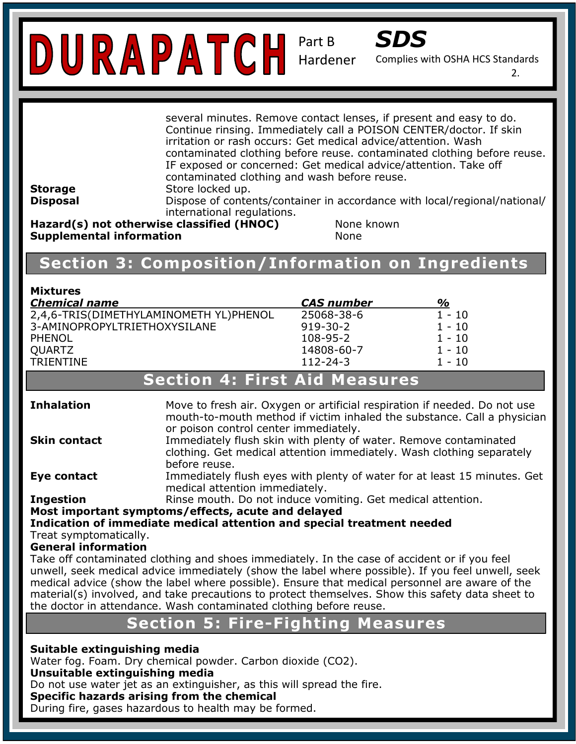several minutes. Remove contact lenses, if present and easy to do. Continue rinsing. Immediately call a POISON CENTER/doctor. If skin irritation or rash occurs: Get medical advice/attention. Wash contaminated clothing before reuse. contaminated clothing before reuse. IF exposed or concerned: Get medical advice/attention. Take off contaminated clothing and wash before reuse.

**Storage** Store locked up.

**Disposal** Dispose of contents/container in accordance with local/regional/national/ international regulations.

**Hazard(s) not otherwise classified (HNOC)** None known

**Supplemental information** None

## Section 3: Composition/Information on Ingredients

**Mixtures**

| *Chemical name* | *CAS number* | *%* |
|---|---|---|
| 2,4,6-TRIS(DIMETHYLAMINOMETH YL)PHENOL | 25068-38-6 | 1 - 10 |
| 3-AMINOPROPYLTRIETHOXYSILANE | 919-30-2 | 1 - 10 |
| PHENOL | 108-95-2 | 1 - 10 |
| QUARTZ | 14808-60-7 | 1 - 10 |
| TRIENTINE | 112-24-3 | 1 - 10 |

## Section 4: First Aid Measures

**Inhalation** Move to fresh air. Oxygen or artificial respiration if needed. Do not use mouth-to-mouth method if victim inhaled the substance. Call a physician or poison control center immediately.

**Skin contact** Immediately flush skin with plenty of water. Remove contaminated clothing. Get medical attention immediately. Wash clothing separately before reuse.

**Eye contact** Immediately flush eyes with plenty of water for at least 15 minutes. Get medical attention immediately.

**Ingestion** Rinse mouth. Do not induce vomiting. Get medical attention.

**Most important symptoms/effects, acute and delayed**

**Indication of immediate medical attention and special treatment needed**

Treat symptomatically.

**General information**

Take off contaminated clothing and shoes immediately. In the case of accident or if you feel unwell, seek medical advice immediately (show the label where possible). If you feel unwell, seek medical advice (show the label where possible). Ensure that medical personnel are aware of the material(s) involved, and take precautions to protect themselves. Show this safety data sheet to the doctor in attendance. Wash contaminated clothing before reuse.

## Section 5: Fire-Fighting Measures

**Suitable extinguishing media**

Water fog. Foam. Dry chemical powder. Carbon dioxide ($CO_2$).

**Unsuitable extinguishing media**

Do not use water jet as an extinguisher, as this will spread the fire.

**Specific hazards arising from the chemical**

During fire, gases hazardous to health may be formed.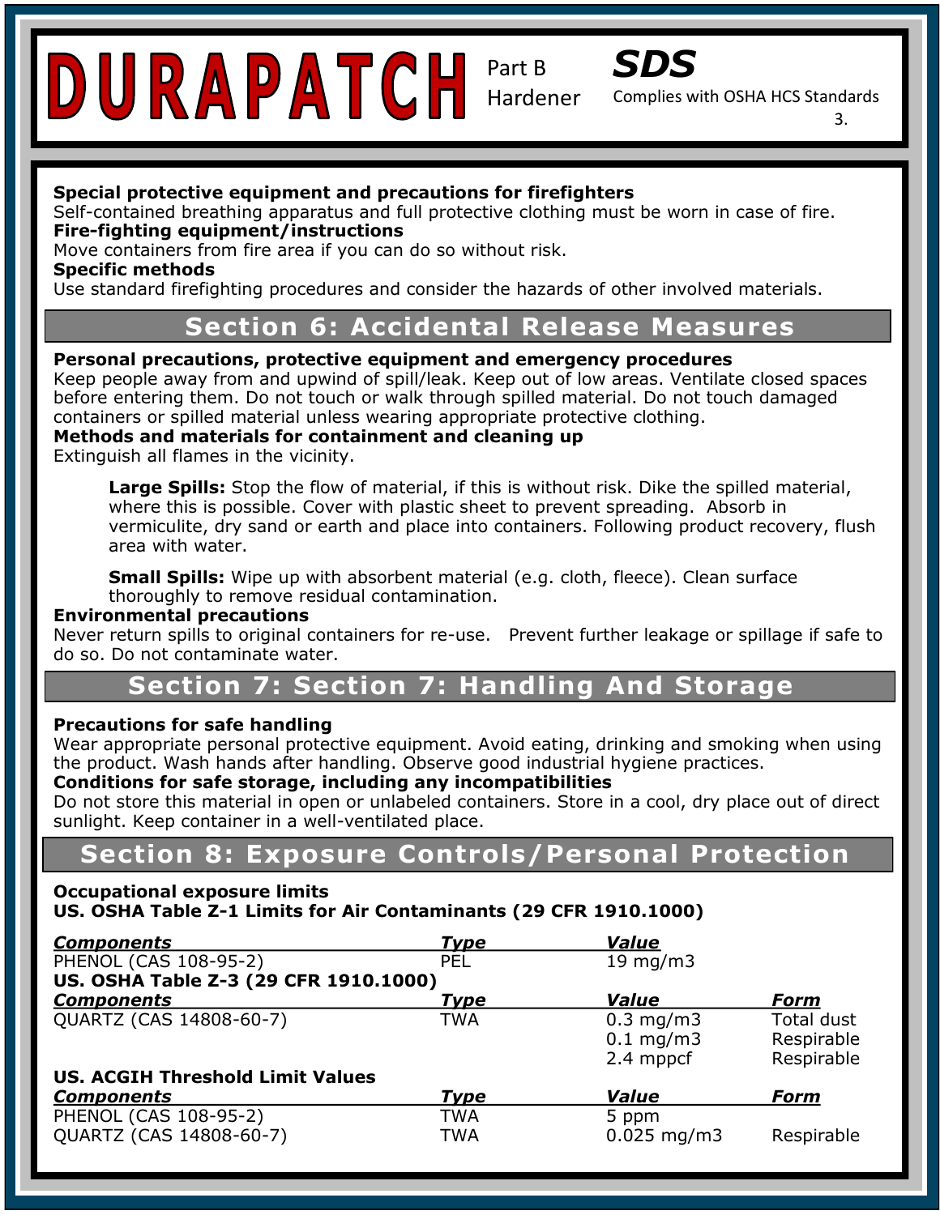**Special protective equipment and precautions for firefighters**
Self-contained breathing apparatus and full protective clothing must be worn in case of fire.
**Fire-fighting equipment/instructions**
Move containers from fire area if you can do so without risk.
**Specific methods**
Use standard firefighting procedures and consider the hazards of other involved materials.

## Section 6: Accidental Release Measures

**Personal precautions, protective equipment and emergency procedures**
Keep people away from and upwind of spill/leak. Keep out of low areas. Ventilate closed spaces before entering them. Do not touch or walk through spilled material. Do not touch damaged containers or spilled material unless wearing appropriate protective clothing.
**Methods and materials for containment and cleaning up**
Extinguish all flames in the vicinity.

> **Large Spills:** Stop the flow of material, if this is without risk. Dike the spilled material, where this is possible. Cover with plastic sheet to prevent spreading. Absorb in vermiculite, dry sand or earth and place into containers. Following product recovery, flush area with water.
>
> **Small Spills:** Wipe up with absorbent material (e.g. cloth, fleece). Clean surface thoroughly to remove residual contamination.

**Environmental precautions**
Never return spills to original containers for re-use. Prevent further leakage or spillage if safe to do so. Do not contaminate water.

## Section 7: Section 7: Handling And Storage

**Precautions for safe handling**
Wear appropriate personal protective equipment. Avoid eating, drinking and smoking when using the product. Wash hands after handling. Observe good industrial hygiene practices.
**Conditions for safe storage, including any incompatibilities**
Do not store this material in open or unlabeled containers. Store in a cool, dry place out of direct sunlight. Keep container in a well-ventilated place.

## Section 8: Exposure Controls/Personal Protection

**Occupational exposure limits**
**US. OSHA Table Z-1 Limits for Air Contaminants (29 CFR 1910.1000)**

| Components | Type | Value |
|---|---|---|
| PHENOL (CAS 108-95-2) | PEL | 19 mg/m3 |

**US. OSHA Table Z-3 (29 CFR 1910.1000)**

| Components | Type | Value | Form |
|---|---|---|---|
| QUARTZ (CAS 14808-60-7) | TWA | 0.3 mg/m3 | Total dust |
| | | 0.1 mg/m3 | Respirable |
| | | 2.4 mppcf | Respirable |

**US. ACGIH Threshold Limit Values**

| Components | Type | Value | Form |
|---|---|---|---|
| PHENOL (CAS 108-95-2) | TWA | 5 ppm | |
| QUARTZ (CAS 14808-60-7) | TWA | 0.025 mg/m3 | Respirable |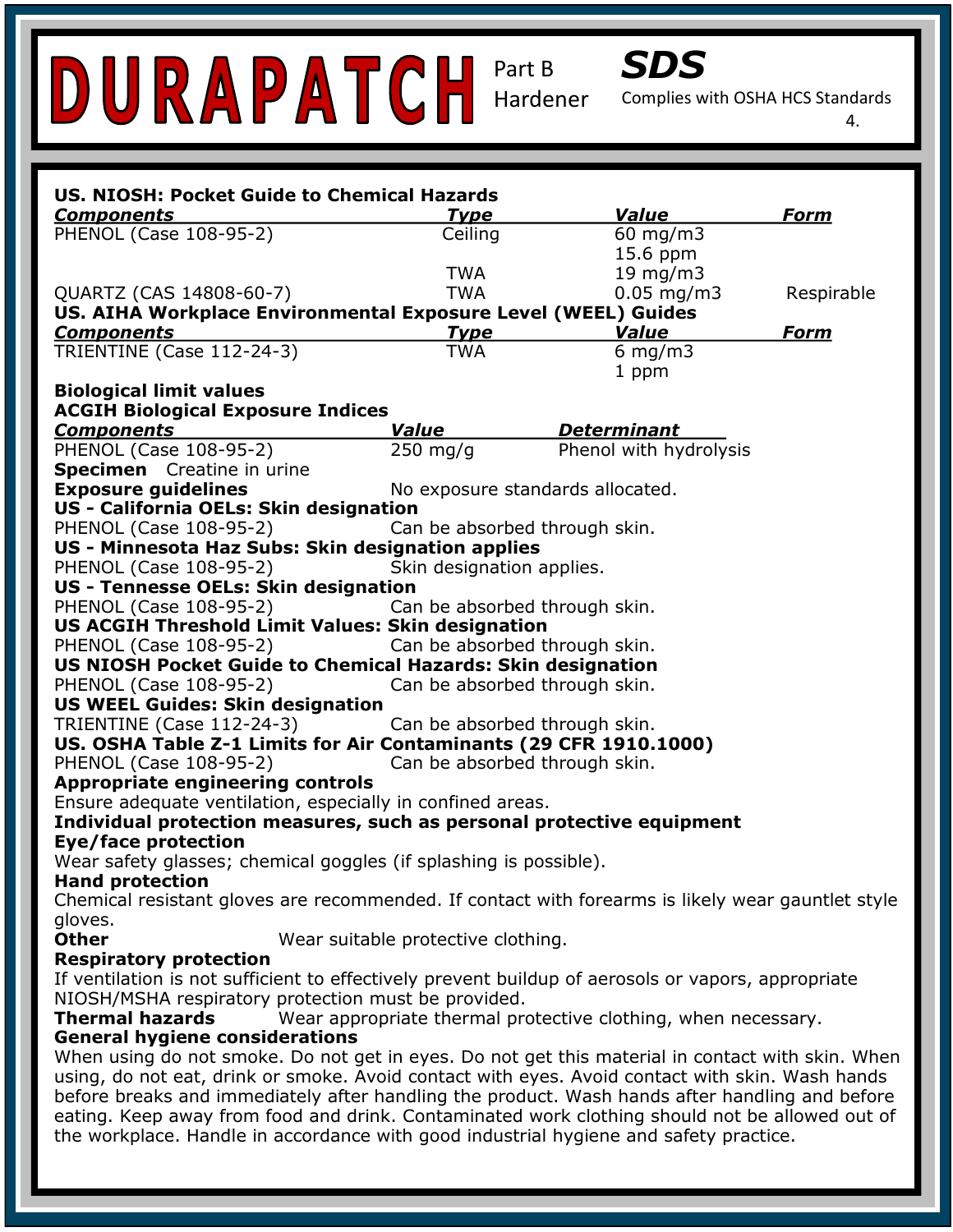**US. NIOSH: Pocket Guide to Chemical Hazards**

| Components | Type | Value | Form |
|---|---|---|---|
| PHENOL (Case 108-95-2) | Ceiling | 60 mg/m3<br>15.6 ppm | |
| | TWA | 19 mg/m3 | |
| QUARTZ (CAS 14808-60-7) | TWA | 0.05 mg/m3 | Respirable |

**US. AIHA Workplace Environmental Exposure Level (WEEL) Guides**

| Components | Type | Value | Form |
|---|---|---|---|
| TRIENTINE (Case 112-24-3) | TWA | 6 mg/m3<br>1 ppm | |

**Biological limit values**

**ACGIH Biological Exposure Indices**

| Components | Value | Determinant |
|---|---|---|
| PHENOL (Case 108-95-2) | 250 mg/g | Phenol with hydrolysis |

**Specimen** Creatine in urine

**Exposure guidelines** No exposure standards allocated.

**US - California OELs: Skin designation**

PHENOL (Case 108-95-2) Can be absorbed through skin.

**US - Minnesota Haz Subs: Skin designation applies**

PHENOL (Case 108-95-2) Skin designation applies.

**US - Tennesse OELs: Skin designation**

PHENOL (Case 108-95-2) Can be absorbed through skin.

**US ACGIH Threshold Limit Values: Skin designation**

PHENOL (Case 108-95-2) Can be absorbed through skin.

**US NIOSH Pocket Guide to Chemical Hazards: Skin designation**

PHENOL (Case 108-95-2) Can be absorbed through skin.

**US WEEL Guides: Skin designation**

TRIENTINE (Case 112-24-3) Can be absorbed through skin.

**US. OSHA Table Z-1 Limits for Air Contaminants (29 CFR 1910.1000)**

PHENOL (Case 108-95-2) Can be absorbed through skin.

**Appropriate engineering controls**

Ensure adequate ventilation, especially in confined areas.

**Individual protection measures, such as personal protective equipment**

**Eye/face protection**

Wear safety glasses; chemical goggles (if splashing is possible).

**Hand protection**

Chemical resistant gloves are recommended. If contact with forearms is likely wear gauntlet style gloves.

**Other** Wear suitable protective clothing.

**Respiratory protection**

If ventilation is not sufficient to effectively prevent buildup of aerosols or vapors, appropriate NIOSH/MSHA respiratory protection must be provided.

**Thermal hazards** Wear appropriate thermal protective clothing, when necessary.

**General hygiene considerations**

When using do not smoke. Do not get in eyes. Do not get this material in contact with skin. When using, do not eat, drink or smoke. Avoid contact with eyes. Avoid contact with skin. Wash hands before breaks and immediately after handling the product. Wash hands after handling and before eating. Keep away from food and drink. Contaminated work clothing should not be allowed out of the workplace. Handle in accordance with good industrial hygiene and safety practice.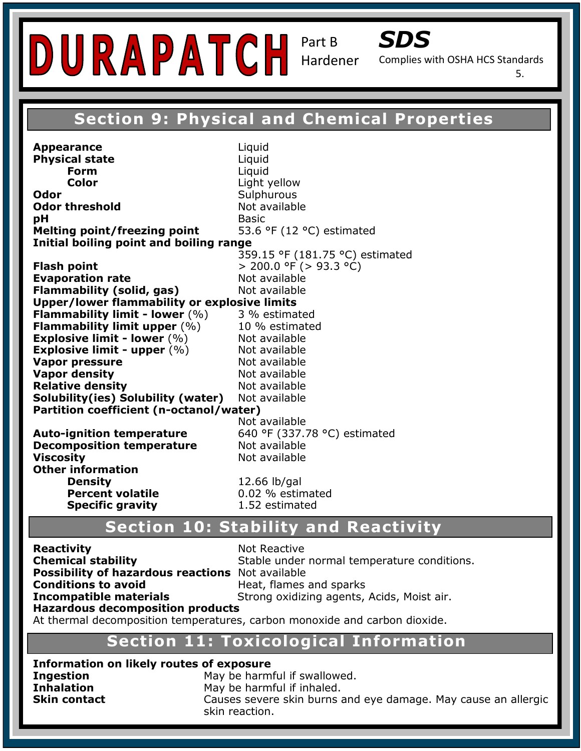# DURAPATCH Part B Hardener

**SDS**

Complies with OSHA HCS Standards

## Section 9: Physical and Chemical Properties

**Appearance** Liquid
**Physical state** Liquid
- **Form** Liquid
- **Color** Light yellow

**Odor** Sulphurous
**Odor threshold** Not available
**pH** Basic
**Melting point/freezing point** 53.6 °F (12 °C) estimated
**Initial boiling point and boiling range** 359.15 °F (181.75 °C) estimated
**Flash point** > 200.0 °F (> 93.3 °C)
**Evaporation rate** Not available
**Flammability (solid, gas)** Not available
**Upper/lower flammability or explosive limits**
**Flammability limit - lower** (%) 3 % estimated
**Flammability limit upper** (%) 10 % estimated
**Explosive limit - lower** (%) Not available
**Explosive limit - upper** (%) Not available
**Vapor pressure** Not available
**Vapor density** Not available
**Relative density** Not available
**Solubility(ies) Solubility (water)** Not available
**Partition coefficient (n-octanol/water)** Not available
**Auto-ignition temperature** 640 °F (337.78 °C) estimated
**Decomposition temperature** Not available
**Viscosity** Not available
**Other information**
- **Density** 12.66 lb/gal
- **Percent volatile** 0.02 % estimated
- **Specific gravity** 1.52 estimated

## Section 10: Stability and Reactivity

**Reactivity** Not Reactive
**Chemical stability** Stable under normal temperature conditions.
**Possibility of hazardous reactions** Not available
**Conditions to avoid** Heat, flames and sparks
**Incompatible materials** Strong oxidizing agents, Acids, Moist air.
**Hazardous decomposition products**
At thermal decomposition temperatures, carbon monoxide and carbon dioxide.

## Section 11: Toxicological Information

**Information on likely routes of exposure**
**Ingestion** May be harmful if swallowed.
**Inhalation** May be harmful if inhaled.
**Skin contact** Causes severe skin burns and eye damage. May cause an allergic skin reaction.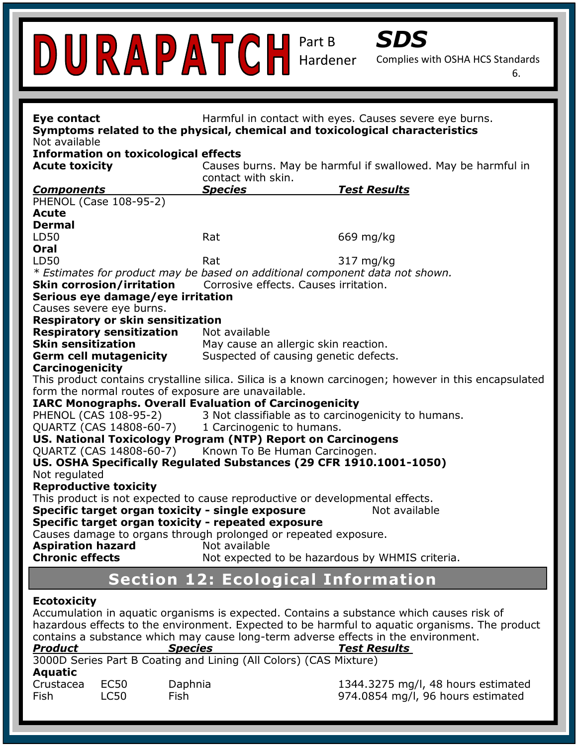**Eye contact** Harmful in contact with eyes. Causes severe eye burns.

**Symptoms related to the physical, chemical and toxicological characteristics**

Not available

**Information on toxicological effects**

**Acute toxicity** Causes burns. May be harmful if swallowed. May be harmful in contact with skin.

| ***Components*** | ***Species*** | ***Test Results*** |
|---|---|---|
| PHENOL (Case 108-95-2) | | |
| **Acute** | | |
| **Dermal** | | |
| LD50 | Rat | 669 mg/kg |
| **Oral** | | |
| LD50 | Rat | 317 mg/kg |

*\* Estimates for product may be based on additional component data not shown.*

**Skin corrosion/irritation** Corrosive effects. Causes irritation.

**Serious eye damage/eye irritation**

Causes severe eye burns.

**Respiratory or skin sensitization**

**Respiratory sensitization** Not available

**Skin sensitization** May cause an allergic skin reaction.

**Germ cell mutagenicity** Suspected of causing genetic defects.

**Carcinogenicity**

This product contains crystalline silica. Silica is a known carcinogen; however in this encapsulated form the normal routes of exposure are unavailable.

**IARC Monographs. Overall Evaluation of Carcinogenicity**

PHENOL (CAS 108-95-2) 3 Not classifiable as to carcinogenicity to humans.

QUARTZ (CAS 14808-60-7) 1 Carcinogenic to humans.

**US. National Toxicology Program (NTP) Report on Carcinogens**

QUARTZ (CAS 14808-60-7) Known To Be Human Carcinogen.

**US. OSHA Specifically Regulated Substances (29 CFR 1910.1001-1050)**

Not regulated

**Reproductive toxicity**

This product is not expected to cause reproductive or developmental effects.

**Specific target organ toxicity - single exposure** Not available

**Specific target organ toxicity - repeated exposure**

Causes damage to organs through prolonged or repeated exposure.

**Aspiration hazard** Not available

**Chronic effects** Not expected to be hazardous by WHMIS criteria.

## Section 12: Ecological Information

**Ecotoxicity**

Accumulation in aquatic organisms is expected. Contains a substance which causes risk of hazardous effects to the environment. Expected to be harmful to aquatic organisms. The product contains a substance which may cause long-term adverse effects in the environment.

| ***Product*** | | ***Species*** | ***Test Results*** |
|---|---|---|---|
| 3000D Series Part B Coating and Lining (All Colors) (CAS Mixture) | | | |
| **Aquatic** | | | |
| Crustacea | EC50 | Daphnia | 1344.3275 mg/l, 48 hours estimated |
| Fish | LC50 | Fish | 974.0854 mg/l, 96 hours estimated |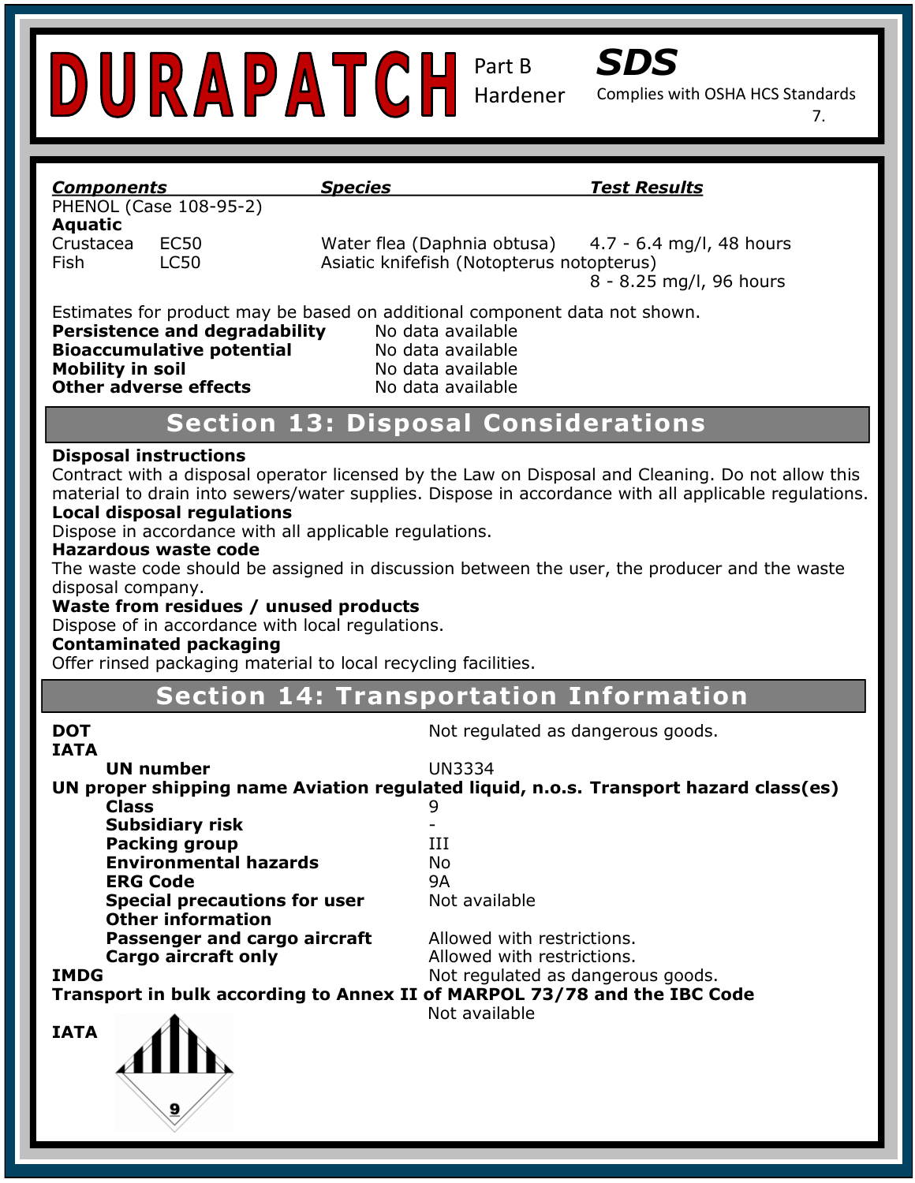| Components | | Species | Test Results |
|---|---|---|---|
| PHENOL (Case 108-95-2) | | | |
| **Aquatic** | | | |
| Crustacea | EC50 | Water flea (Daphnia obtusa) | 4.7 - 6.4 mg/l, 48 hours |
| Fish | LC50 | Asiatic knifefish (Notopterus notopterus) | 8 - 8.25 mg/l, 96 hours |

Estimates for product may be based on additional component data not shown.

**Persistence and degradability** No data available
**Bioaccumulative potential** No data available
**Mobility in soil** No data available
**Other adverse effects** No data available

## Section 13: Disposal Considerations

**Disposal instructions**
Contract with a disposal operator licensed by the Law on Disposal and Cleaning. Do not allow this material to drain into sewers/water supplies. Dispose in accordance with all applicable regulations.
**Local disposal regulations**
Dispose in accordance with all applicable regulations.
**Hazardous waste code**
The waste code should be assigned in discussion between the user, the producer and the waste disposal company.
**Waste from residues / unused products**
Dispose of in accordance with local regulations.
**Contaminated packaging**
Offer rinsed packaging material to local recycling facilities.

## Section 14: Transportation Information

**DOT** Not regulated as dangerous goods.
**IATA**
- **UN number** UN3334

**UN proper shipping name Aviation regulated liquid, n.o.s. Transport hazard class(es)**
- **Class** 9
- **Subsidiary risk** -
- **Packing group** III
- **Environmental hazards** No
- **ERG Code** 9A
- **Special precautions for user** Not available
- **Other information**
- **Passenger and cargo aircraft** Allowed with restrictions.
- **Cargo aircraft only** Allowed with restrictions.

**IMDG** Not regulated as dangerous goods.
**Transport in bulk according to Annex II of MARPOL 73/78 and the IBC Code**
Not available

**IATA**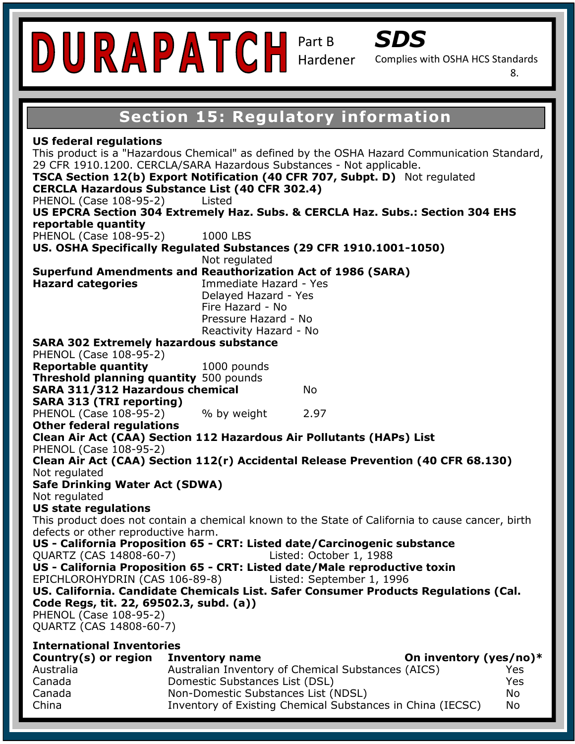# DURAPATCH Part B Hardener

**SDS** Complies with OSHA HCS Standards

## Section 15: Regulatory information

**US federal regulations**

This product is a "Hazardous Chemical" as defined by the OSHA Hazard Communication Standard, 29 CFR 1910.1200. CERCLA/SARA Hazardous Substances - Not applicable.

**TSCA Section 12(b) Export Notification (40 CFR 707, Subpt. D)** Not regulated

**CERCLA Hazardous Substance List (40 CFR 302.4)**

PHENOL (Case 108-95-2) Listed

**US EPCRA Section 304 Extremely Haz. Subs. & CERCLA Haz. Subs.: Section 304 EHS reportable quantity**

PHENOL (Case 108-95-2) 1000 LBS

**US. OSHA Specifically Regulated Substances (29 CFR 1910.1001-1050)**

Not regulated

**Superfund Amendments and Reauthorization Act of 1986 (SARA)**

**Hazard categories**
- Immediate Hazard - Yes
- Delayed Hazard - Yes
- Fire Hazard - No
- Pressure Hazard - No
- Reactivity Hazard - No

**SARA 302 Extremely hazardous substance**

PHENOL (Case 108-95-2)

**Reportable quantity** 1000 pounds

**Threshold planning quantity** 500 pounds

**SARA 311/312 Hazardous chemical** No

**SARA 313 (TRI reporting)**

PHENOL (Case 108-95-2) % by weight 2.97

**Other federal regulations**

**Clean Air Act (CAA) Section 112 Hazardous Air Pollutants (HAPs) List**

PHENOL (Case 108-95-2)

**Clean Air Act (CAA) Section 112(r) Accidental Release Prevention (40 CFR 68.130)**

Not regulated

**Safe Drinking Water Act (SDWA)**

Not regulated

**US state regulations**

This product does not contain a chemical known to the State of California to cause cancer, birth defects or other reproductive harm.

**US - California Proposition 65 - CRT: Listed date/Carcinogenic substance**

QUARTZ (CAS 14808-60-7) Listed: October 1, 1988

**US - California Proposition 65 - CRT: Listed date/Male reproductive toxin**

EPICHLOROHYDRIN (CAS 106-89-8) Listed: September 1, 1996

**US. California. Candidate Chemicals List. Safer Consumer Products Regulations (Cal. Code Regs, tit. 22, 69502.3, subd. (a))**

PHENOL (Case 108-95-2)
QUARTZ (CAS 14808-60-7)

**International Inventories**

| Country(s) or region | Inventory name | On inventory (yes/no)* |
|---|---|---|
| Australia | Australian Inventory of Chemical Substances (AICS) | Yes |
| Canada | Domestic Substances List (DSL) | Yes |
| Canada | Non-Domestic Substances List (NDSL) | No |
| China | Inventory of Existing Chemical Substances in China (IECSC) | No |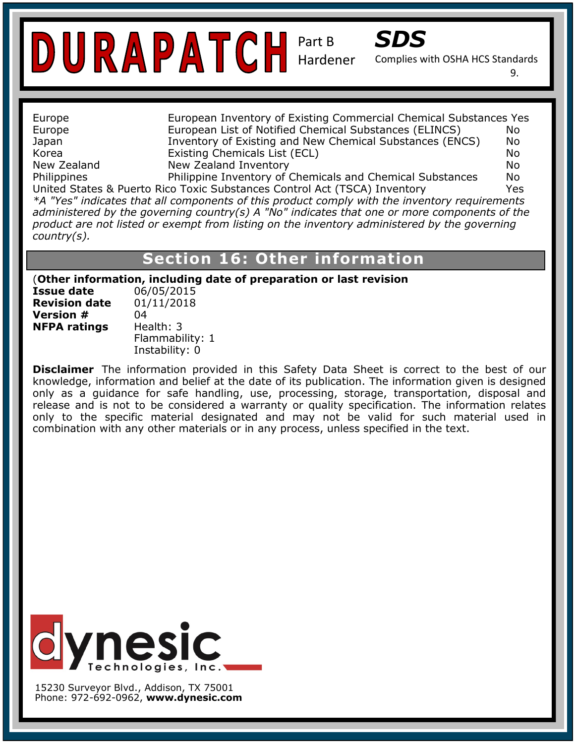| | | |
|---|---|---|
| Europe | European Inventory of Existing Commercial Chemical Substances | Yes |
| Europe | European List of Notified Chemical Substances (ELINCS) | No |
| Japan | Inventory of Existing and New Chemical Substances (ENCS) | No |
| Korea | Existing Chemicals List (ECL) | No |
| New Zealand | New Zealand Inventory | No |
| Philippines | Philippine Inventory of Chemicals and Chemical Substances | No |
| United States & Puerto Rico | Toxic Substances Control Act (TSCA) Inventory | Yes |

**A "Yes" indicates that all components of this product comply with the inventory requirements administered by the governing country(s) A "No" indicates that one or more components of the product are not listed or exempt from listing on the inventory administered by the governing country(s).*

## Section 16: Other information

(**Other information, including date of preparation or last revision**

**Issue date** 06/05/2015
**Revision date** 01/11/2018
**Version #** 04
**NFPA ratings** Health: 3
Flammability: 1
Instability: 0

**Disclaimer** The information provided in this Safety Data Sheet is correct to the best of our knowledge, information and belief at the date of its publication. The information given is designed only as a guidance for safe handling, use, processing, storage, transportation, disposal and release and is not to be considered a warranty or quality specification. The information relates only to the specific material designated and may not be valid for such material used in combination with any other materials or in any process, unless specified in the text.

dynesic Technologies, Inc.

15230 Surveyor Blvd., Addison, TX 75001
Phone: 972-692-0962, **www.dynesic.com**